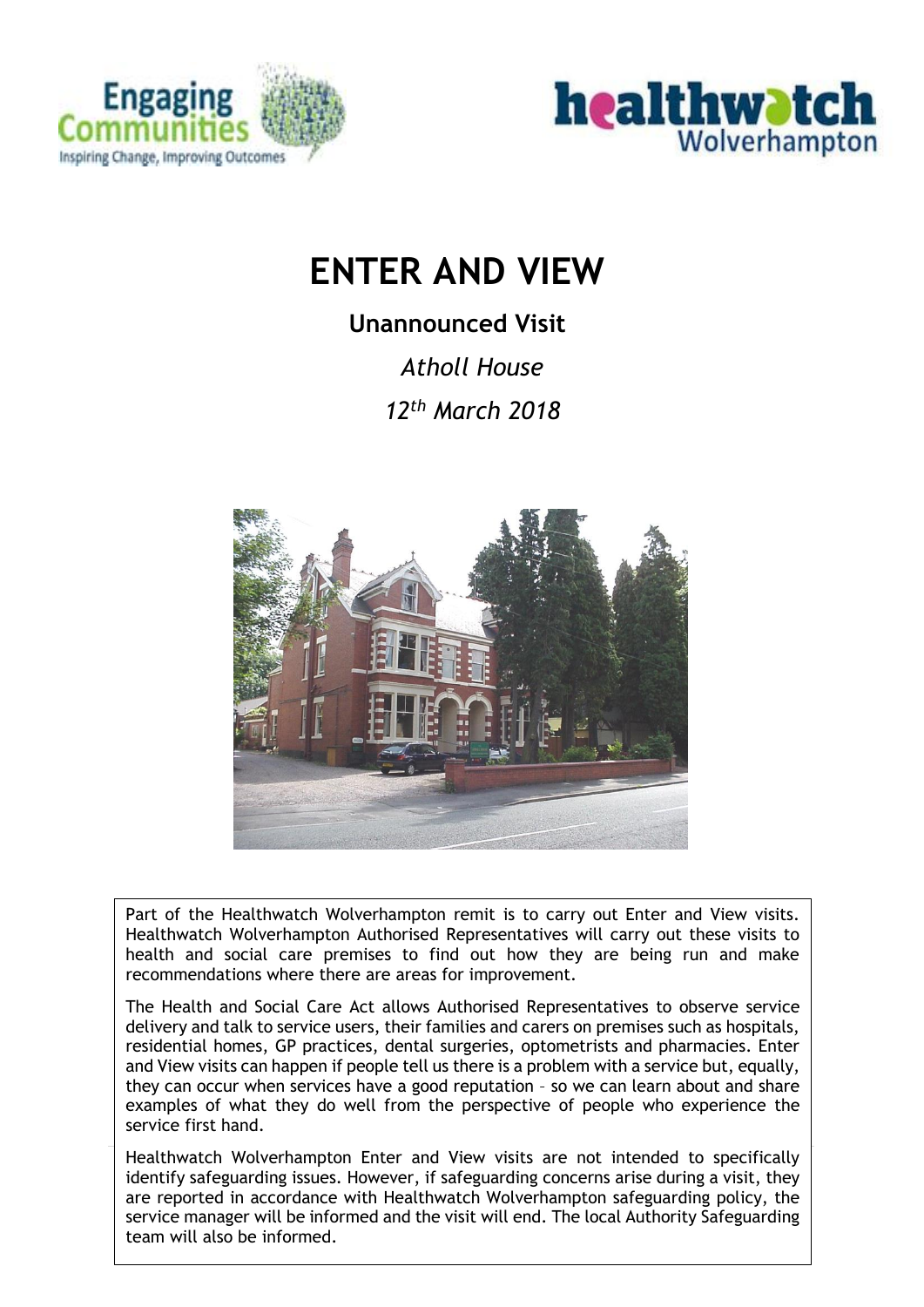# ENTER AND VIEW

## Unannounced Visit

*Atholl House*

*12th March 2018*

Part of the Healthwatch Wolverhampton remit is to carry out Enter and View visits. Healthwatch Wolverhampton Authorised Representatives will carry out these visits to health and social care premises to find out how they are being run and make recommendations where there are areas for improvement.

The Health and Social Care Act allows Authorised Representatives to observe service delivery and talk to service users, their families and carers on premises such as hospitals, residential homes, GP practices, dental surgeries, optometrists and pharmacies. Enter and View visits can happen if people tell us there is a problem with a service but, equally, they can occur when services have a good reputation – so we can learn about and share examples of what they do well from the perspective of people who experience the service first hand.

Healthwatch Wolverhampton Enter and View visits are not intended to specifically identify safeguarding issues. However, if safeguarding concerns arise during a visit, they are reported in accordance with Healthwatch Wolverhampton safeguarding policy, the service manager will be informed and the visit will end. The local Authority Safeguarding team will also be informed.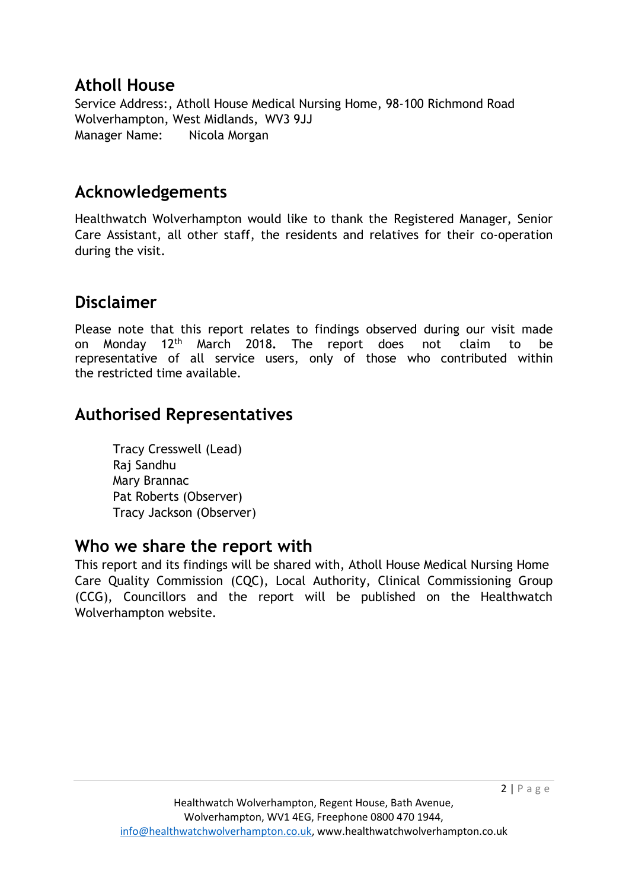## Atholl House

Service Address:, Atholl House Medical Nursing Home, 98-100 Richmond Road Wolverhampton, West Midlands, WV3 9JJ
Manager Name: Nicola Morgan

## Acknowledgements

Healthwatch Wolverhampton would like to thank the Registered Manager, Senior Care Assistant, all other staff, the residents and relatives for their co-operation during the visit.

## Disclaimer

Please note that this report relates to findings observed during our visit made on Monday 12th March 2018. The report does not claim to be representative of all service users, only of those who contributed within the restricted time available.

## Authorised Representatives

Tracy Cresswell (Lead)
Raj Sandhu
Mary Brannac
Pat Roberts (Observer)
Tracy Jackson (Observer)

## Who we share the report with

This report and its findings will be shared with, Atholl House Medical Nursing Home Care Quality Commission (CQC), Local Authority, Clinical Commissioning Group (CCG), Councillors and the report will be published on the Healthwatch Wolverhampton website.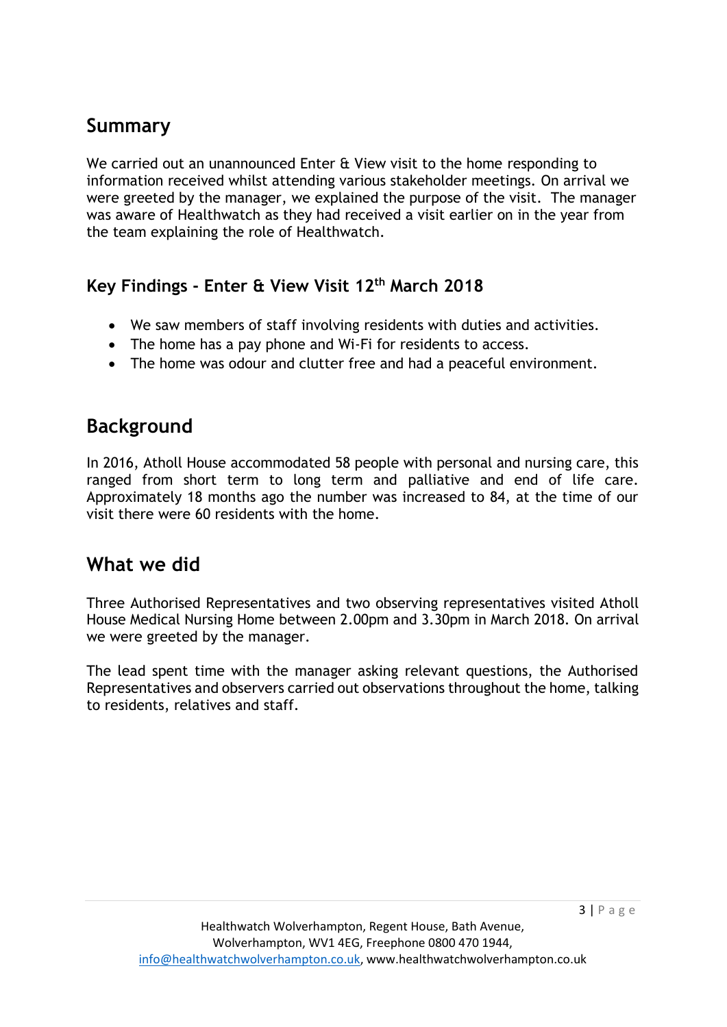## Summary

We carried out an unannounced Enter & View visit to the home responding to information received whilst attending various stakeholder meetings. On arrival we were greeted by the manager, we explained the purpose of the visit. The manager was aware of Healthwatch as they had received a visit earlier on in the year from the team explaining the role of Healthwatch.

### Key Findings - Enter & View Visit 12th March 2018

- We saw members of staff involving residents with duties and activities.
- The home has a pay phone and Wi-Fi for residents to access.
- The home was odour and clutter free and had a peaceful environment.

## Background

In 2016, Atholl House accommodated 58 people with personal and nursing care, this ranged from short term to long term and palliative and end of life care. Approximately 18 months ago the number was increased to 84, at the time of our visit there were 60 residents with the home.

## What we did

Three Authorised Representatives and two observing representatives visited Atholl House Medical Nursing Home between 2.00pm and 3.30pm in March 2018. On arrival we were greeted by the manager.

The lead spent time with the manager asking relevant questions, the Authorised Representatives and observers carried out observations throughout the home, talking to residents, relatives and staff.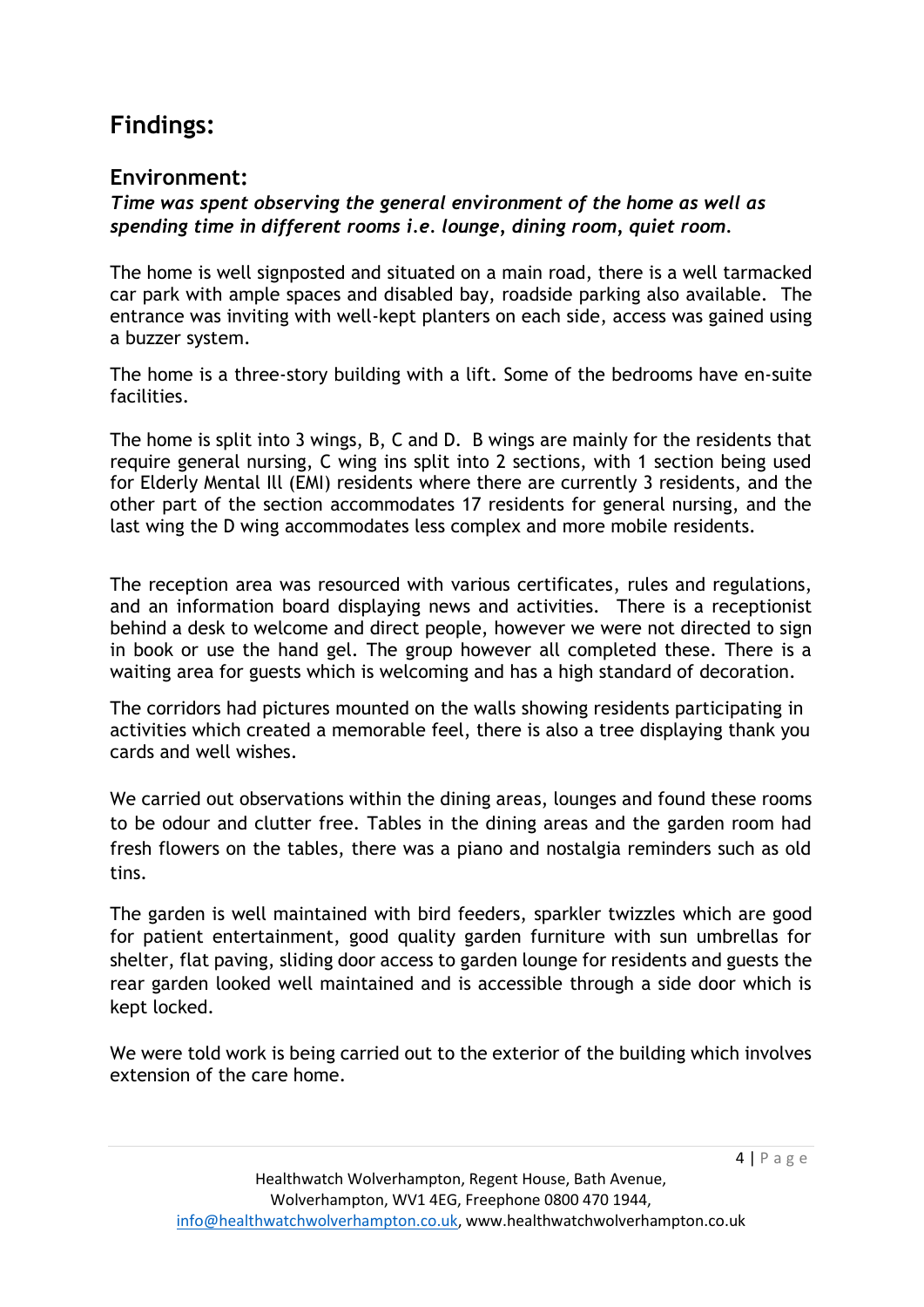# Findings:

## Environment:

***Time was spent observing the general environment of the home as well as spending time in different rooms i.e. lounge, dining room, quiet room.***

The home is well signposted and situated on a main road, there is a well tarmacked car park with ample spaces and disabled bay, roadside parking also available. The entrance was inviting with well-kept planters on each side, access was gained using a buzzer system.

The home is a three-story building with a lift. Some of the bedrooms have en-suite facilities.

The home is split into 3 wings, B, C and D. B wings are mainly for the residents that require general nursing, C wing ins split into 2 sections, with 1 section being used for Elderly Mental Ill (EMI) residents where there are currently 3 residents, and the other part of the section accommodates 17 residents for general nursing, and the last wing the D wing accommodates less complex and more mobile residents.

The reception area was resourced with various certificates, rules and regulations, and an information board displaying news and activities. There is a receptionist behind a desk to welcome and direct people, however we were not directed to sign in book or use the hand gel. The group however all completed these. There is a waiting area for guests which is welcoming and has a high standard of decoration.

The corridors had pictures mounted on the walls showing residents participating in activities which created a memorable feel, there is also a tree displaying thank you cards and well wishes.

We carried out observations within the dining areas, lounges and found these rooms to be odour and clutter free. Tables in the dining areas and the garden room had fresh flowers on the tables, there was a piano and nostalgia reminders such as old tins.

The garden is well maintained with bird feeders, sparkler twizzles which are good for patient entertainment, good quality garden furniture with sun umbrellas for shelter, flat paving, sliding door access to garden lounge for residents and guests the rear garden looked well maintained and is accessible through a side door which is kept locked.

We were told work is being carried out to the exterior of the building which involves extension of the care home.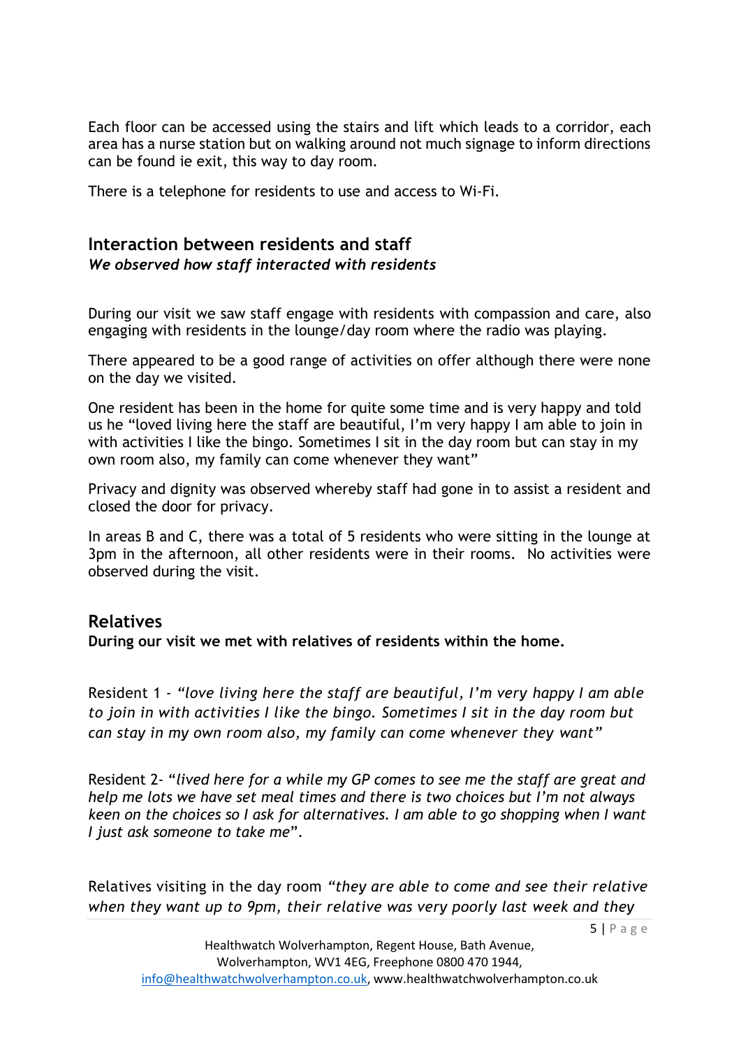Each floor can be accessed using the stairs and lift which leads to a corridor, each area has a nurse station but on walking around not much signage to inform directions can be found ie exit, this way to day room.

There is a telephone for residents to use and access to Wi-Fi.

## Interaction between residents and staff

***We observed how staff interacted with residents***

During our visit we saw staff engage with residents with compassion and care, also engaging with residents in the lounge/day room where the radio was playing.

There appeared to be a good range of activities on offer although there were none on the day we visited.

One resident has been in the home for quite some time and is very happy and told us he "loved living here the staff are beautiful, I'm very happy I am able to join in with activities I like the bingo. Sometimes I sit in the day room but can stay in my own room also, my family can come whenever they want"

Privacy and dignity was observed whereby staff had gone in to assist a resident and closed the door for privacy.

In areas B and C, there was a total of 5 residents who were sitting in the lounge at 3pm in the afternoon, all other residents were in their rooms. No activities were observed during the visit.

## Relatives

**During our visit we met with relatives of residents within the home.**

Resident 1 - *"love living here the staff are beautiful, I'm very happy I am able to join in with activities I like the bingo. Sometimes I sit in the day room but can stay in my own room also, my family can come whenever they want"*

Resident 2- "*lived here for a while my GP comes to see me the staff are great and help me lots we have set meal times and there is two choices but I'm not always keen on the choices so I ask for alternatives. I am able to go shopping when I want I just ask someone to take me*".

Relatives visiting in the day room *"they are able to come and see their relative when they want up to 9pm, their relative was very poorly last week and they*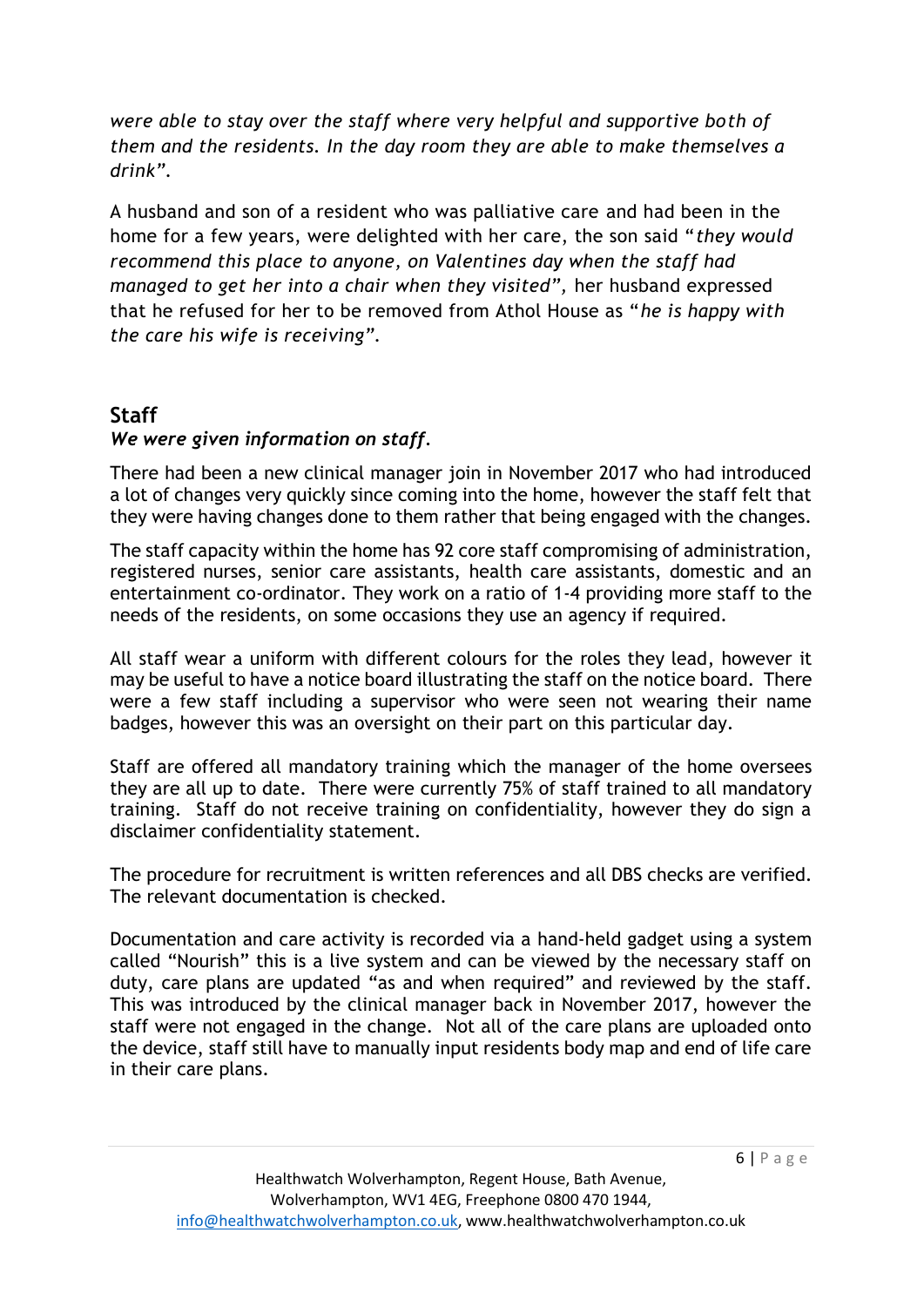*were able to stay over the staff where very helpful and supportive both of them and the residents. In the day room they are able to make themselves a drink".*

A husband and son of a resident who was palliative care and had been in the home for a few years, were delighted with her care, the son said "*they would recommend this place to anyone, on Valentines day when the staff had managed to get her into a chair when they visited",* her husband expressed that he refused for her to be removed from Athol House as "*he is happy with the care his wife is receiving".*

## Staff

***We were given information on staff.***

There had been a new clinical manager join in November 2017 who had introduced a lot of changes very quickly since coming into the home, however the staff felt that they were having changes done to them rather that being engaged with the changes.

The staff capacity within the home has 92 core staff compromising of administration, registered nurses, senior care assistants, health care assistants, domestic and an entertainment co-ordinator. They work on a ratio of 1-4 providing more staff to the needs of the residents, on some occasions they use an agency if required.

All staff wear a uniform with different colours for the roles they lead, however it may be useful to have a notice board illustrating the staff on the notice board. There were a few staff including a supervisor who were seen not wearing their name badges, however this was an oversight on their part on this particular day.

Staff are offered all mandatory training which the manager of the home oversees they are all up to date. There were currently 75% of staff trained to all mandatory training. Staff do not receive training on confidentiality, however they do sign a disclaimer confidentiality statement.

The procedure for recruitment is written references and all DBS checks are verified. The relevant documentation is checked.

Documentation and care activity is recorded via a hand-held gadget using a system called "Nourish" this is a live system and can be viewed by the necessary staff on duty, care plans are updated "as and when required" and reviewed by the staff. This was introduced by the clinical manager back in November 2017, however the staff were not engaged in the change. Not all of the care plans are uploaded onto the device, staff still have to manually input residents body map and end of life care in their care plans.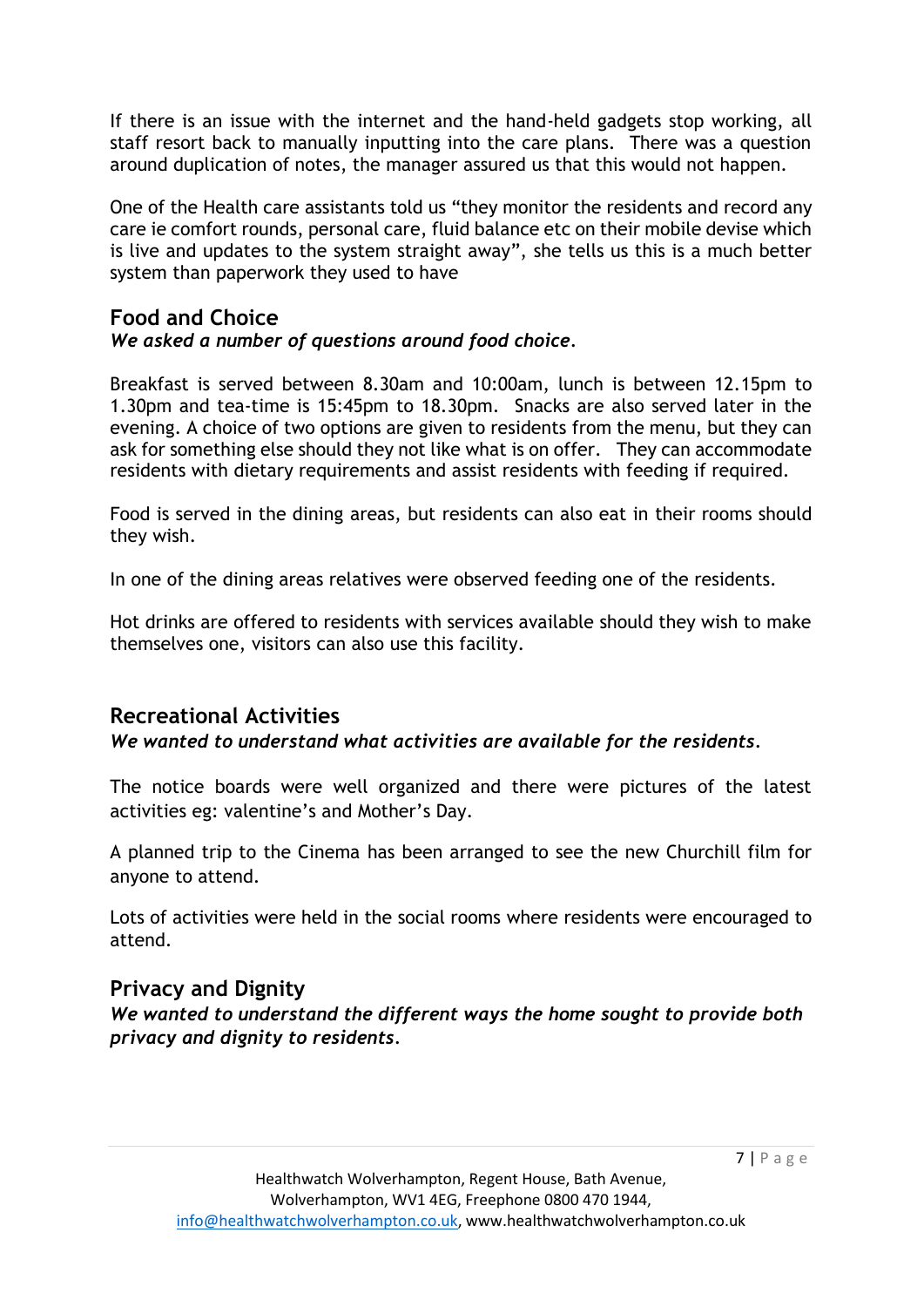If there is an issue with the internet and the hand-held gadgets stop working, all staff resort back to manually inputting into the care plans. There was a question around duplication of notes, the manager assured us that this would not happen.

One of the Health care assistants told us "they monitor the residents and record any care ie comfort rounds, personal care, fluid balance etc on their mobile devise which is live and updates to the system straight away", she tells us this is a much better system than paperwork they used to have

## Food and Choice

***We asked a number of questions around food choice.***

Breakfast is served between 8.30am and 10:00am, lunch is between 12.15pm to 1.30pm and tea-time is 15:45pm to 18.30pm. Snacks are also served later in the evening. A choice of two options are given to residents from the menu, but they can ask for something else should they not like what is on offer. They can accommodate residents with dietary requirements and assist residents with feeding if required.

Food is served in the dining areas, but residents can also eat in their rooms should they wish.

In one of the dining areas relatives were observed feeding one of the residents.

Hot drinks are offered to residents with services available should they wish to make themselves one, visitors can also use this facility.

## Recreational Activities

***We wanted to understand what activities are available for the residents.***

The notice boards were well organized and there were pictures of the latest activities eg: valentine's and Mother's Day.

A planned trip to the Cinema has been arranged to see the new Churchill film for anyone to attend.

Lots of activities were held in the social rooms where residents were encouraged to attend.

## Privacy and Dignity

***We wanted to understand the different ways the home sought to provide both privacy and dignity to residents.***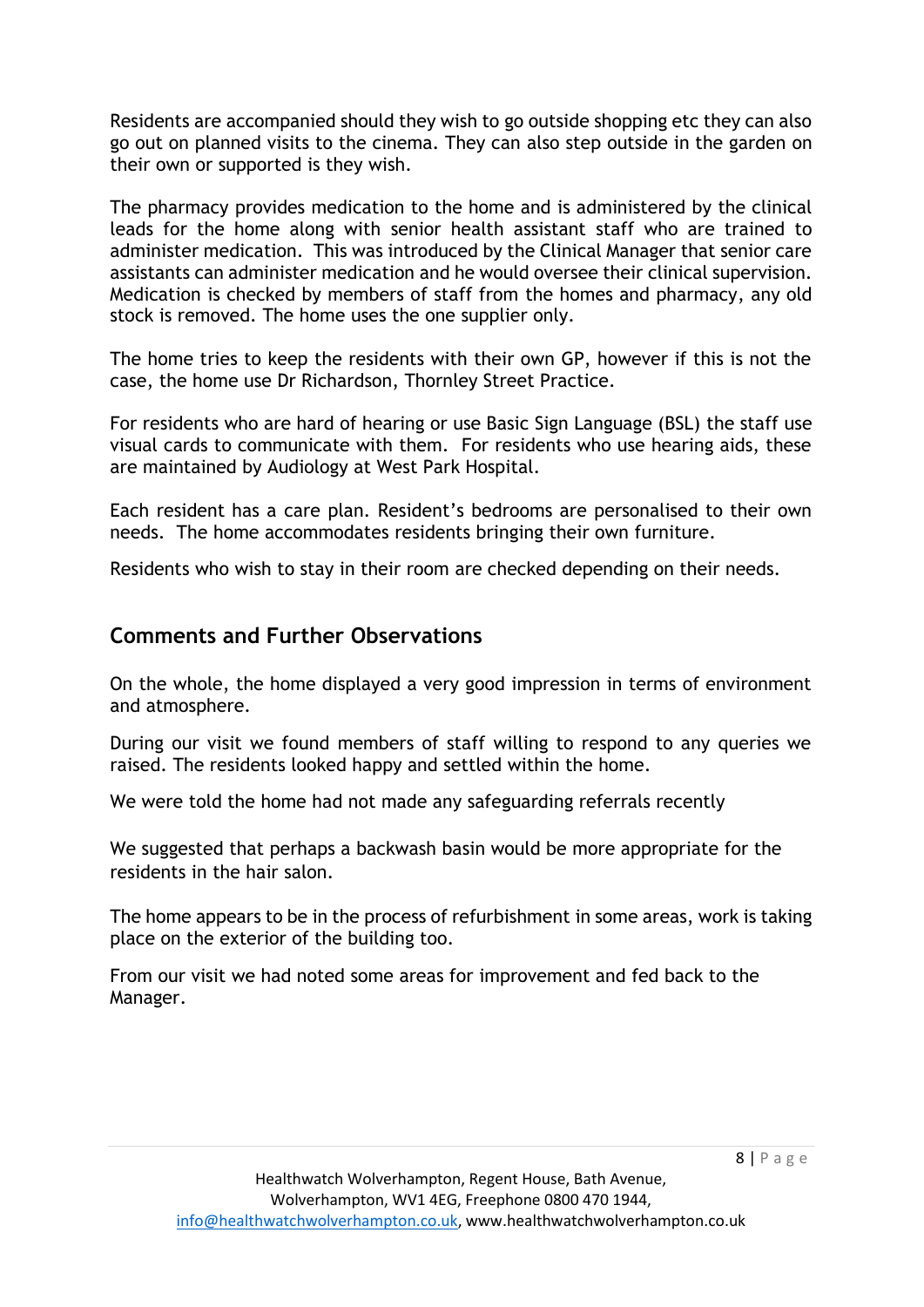Residents are accompanied should they wish to go outside shopping etc they can also go out on planned visits to the cinema. They can also step outside in the garden on their own or supported is they wish.

The pharmacy provides medication to the home and is administered by the clinical leads for the home along with senior health assistant staff who are trained to administer medication. This was introduced by the Clinical Manager that senior care assistants can administer medication and he would oversee their clinical supervision. Medication is checked by members of staff from the homes and pharmacy, any old stock is removed. The home uses the one supplier only.

The home tries to keep the residents with their own GP, however if this is not the case, the home use Dr Richardson, Thornley Street Practice.

For residents who are hard of hearing or use Basic Sign Language (BSL) the staff use visual cards to communicate with them. For residents who use hearing aids, these are maintained by Audiology at West Park Hospital.

Each resident has a care plan. Resident's bedrooms are personalised to their own needs. The home accommodates residents bringing their own furniture.

Residents who wish to stay in their room are checked depending on their needs.

## Comments and Further Observations

On the whole, the home displayed a very good impression in terms of environment and atmosphere.

During our visit we found members of staff willing to respond to any queries we raised. The residents looked happy and settled within the home.

We were told the home had not made any safeguarding referrals recently

We suggested that perhaps a backwash basin would be more appropriate for the residents in the hair salon.

The home appears to be in the process of refurbishment in some areas, work is taking place on the exterior of the building too.

From our visit we had noted some areas for improvement and fed back to the Manager.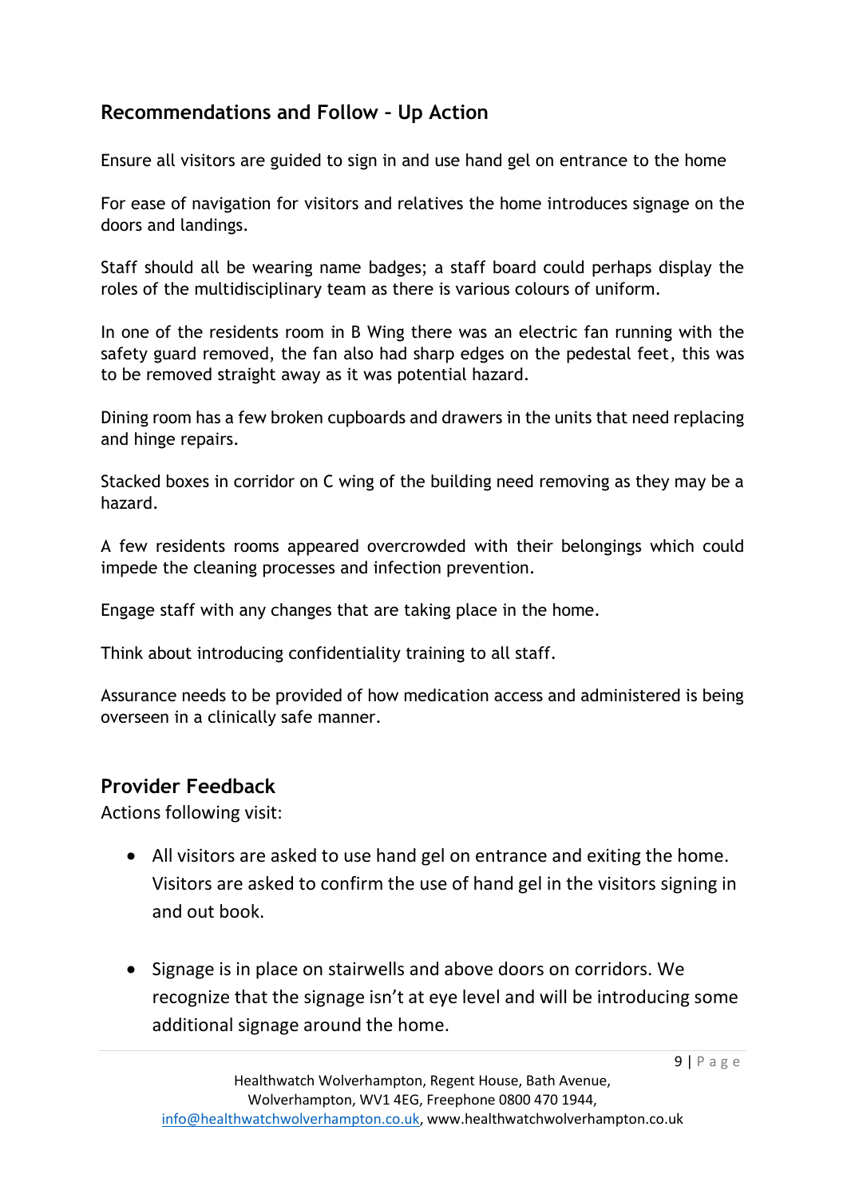## Recommendations and Follow – Up Action

Ensure all visitors are guided to sign in and use hand gel on entrance to the home

For ease of navigation for visitors and relatives the home introduces signage on the doors and landings.

Staff should all be wearing name badges; a staff board could perhaps display the roles of the multidisciplinary team as there is various colours of uniform.

In one of the residents room in B Wing there was an electric fan running with the safety guard removed, the fan also had sharp edges on the pedestal feet, this was to be removed straight away as it was potential hazard.

Dining room has a few broken cupboards and drawers in the units that need replacing and hinge repairs.

Stacked boxes in corridor on C wing of the building need removing as they may be a hazard.

A few residents rooms appeared overcrowded with their belongings which could impede the cleaning processes and infection prevention.

Engage staff with any changes that are taking place in the home.

Think about introducing confidentiality training to all staff.

Assurance needs to be provided of how medication access and administered is being overseen in a clinically safe manner.

## Provider Feedback

Actions following visit:

- All visitors are asked to use hand gel on entrance and exiting the home. Visitors are asked to confirm the use of hand gel in the visitors signing in and out book.

- Signage is in place on stairwells and above doors on corridors. We recognize that the signage isn't at eye level and will be introducing some additional signage around the home.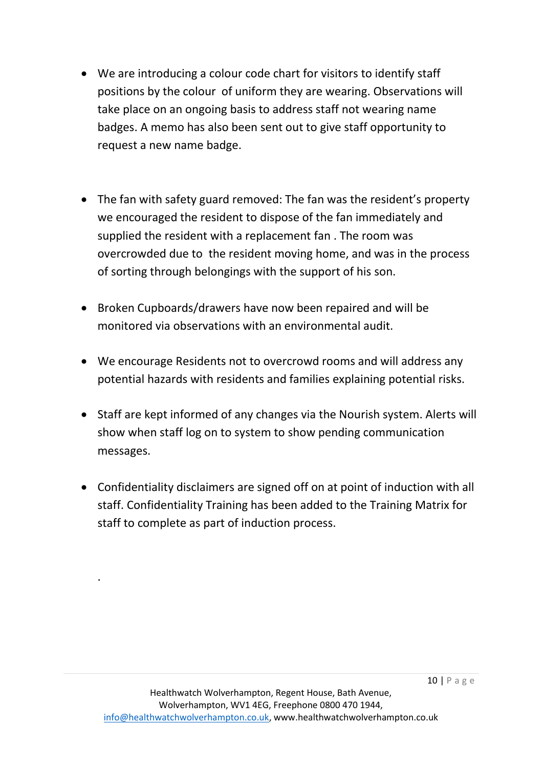- We are introducing a colour code chart for visitors to identify staff positions by the colour of uniform they are wearing. Observations will take place on an ongoing basis to address staff not wearing name badges. A memo has also been sent out to give staff opportunity to request a new name badge.

- The fan with safety guard removed: The fan was the resident's property we encouraged the resident to dispose of the fan immediately and supplied the resident with a replacement fan . The room was overcrowded due to the resident moving home, and was in the process of sorting through belongings with the support of his son.

- Broken Cupboards/drawers have now been repaired and will be monitored via observations with an environmental audit.

- We encourage Residents not to overcrowd rooms and will address any potential hazards with residents and families explaining potential risks.

- Staff are kept informed of any changes via the Nourish system. Alerts will show when staff log on to system to show pending communication messages.

- Confidentiality disclaimers are signed off on at point of induction with all staff. Confidentiality Training has been added to the Training Matrix for staff to complete as part of induction process.

.